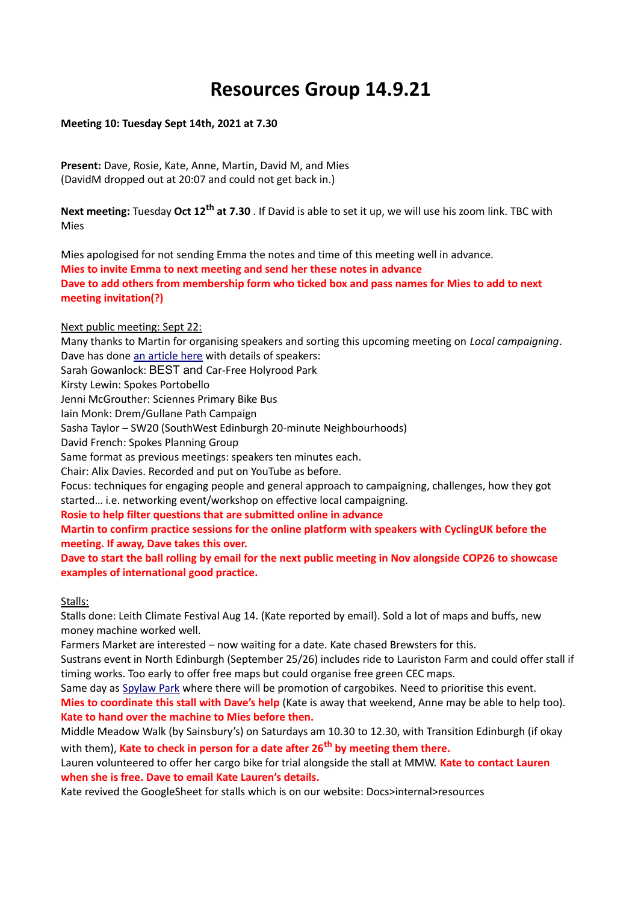# Resources Group 14.9.21

**Meeting 10: Tuesday Sept 14th, 2021 at 7.30**

**Present:** Dave, Rosie, Kate, Anne, Martin, David M, and Mies
(DavidM dropped out at 20:07 and could not get back in.)

**Next meeting:** Tuesday **Oct 12th at 7.30** . If David is able to set it up, we will use his zoom link. TBC with Mies

Mies apologised for not sending Emma the notes and time of this meeting well in advance.
**Mies to invite Emma to next meeting and send her these notes in advance**
**Dave to add others from membership form who ticked box and pass names for Mies to add to next meeting invitation(?)**

Next public meeting: Sept 22:
Many thanks to Martin for organising speakers and sorting this upcoming meeting on *Local campaigning*.
Dave has done an article here with details of speakers:
Sarah Gowanlock: BEST and Car-Free Holyrood Park
Kirsty Lewin: Spokes Portobello
Jenni McGrouther: Sciennes Primary Bike Bus
Iain Monk: Drem/Gullane Path Campaign
Sasha Taylor – SW20 (SouthWest Edinburgh 20-minute Neighbourhoods)
David French: Spokes Planning Group
Same format as previous meetings: speakers ten minutes each.
Chair: Alix Davies. Recorded and put on YouTube as before.
Focus: techniques for engaging people and general approach to campaigning, challenges, how they got started… i.e. networking event/workshop on effective local campaigning.
**Rosie to help filter questions that are submitted online in advance**
**Martin to confirm practice sessions for the online platform with speakers with CyclingUK before the meeting. If away, Dave takes this over.**
**Dave to start the ball rolling by email for the next public meeting in Nov alongside COP26 to showcase examples of international good practice.**

Stalls:
Stalls done: Leith Climate Festival Aug 14. (Kate reported by email). Sold a lot of maps and buffs, new money machine worked well.
Farmers Market are interested – now waiting for a date. Kate chased Brewsters for this.
Sustrans event in North Edinburgh (September 25/26) includes ride to Lauriston Farm and could offer stall if timing works. Too early to offer free maps but could organise free green CEC maps.
Same day as Spylaw Park where there will be promotion of cargobikes. Need to prioritise this event.
**Mies to coordinate this stall with Dave's help** (Kate is away that weekend, Anne may be able to help too).
**Kate to hand over the machine to Mies before then.**
Middle Meadow Walk (by Sainsbury's) on Saturdays am 10.30 to 12.30, with Transition Edinburgh (if okay with them), **Kate to check in person for a date after 26th by meeting them there.**
Lauren volunteered to offer her cargo bike for trial alongside the stall at MMW. **Kate to contact Lauren when she is free. Dave to email Kate Lauren's details.**
Kate revived the GoogleSheet for stalls which is on our website: Docs>internal>resources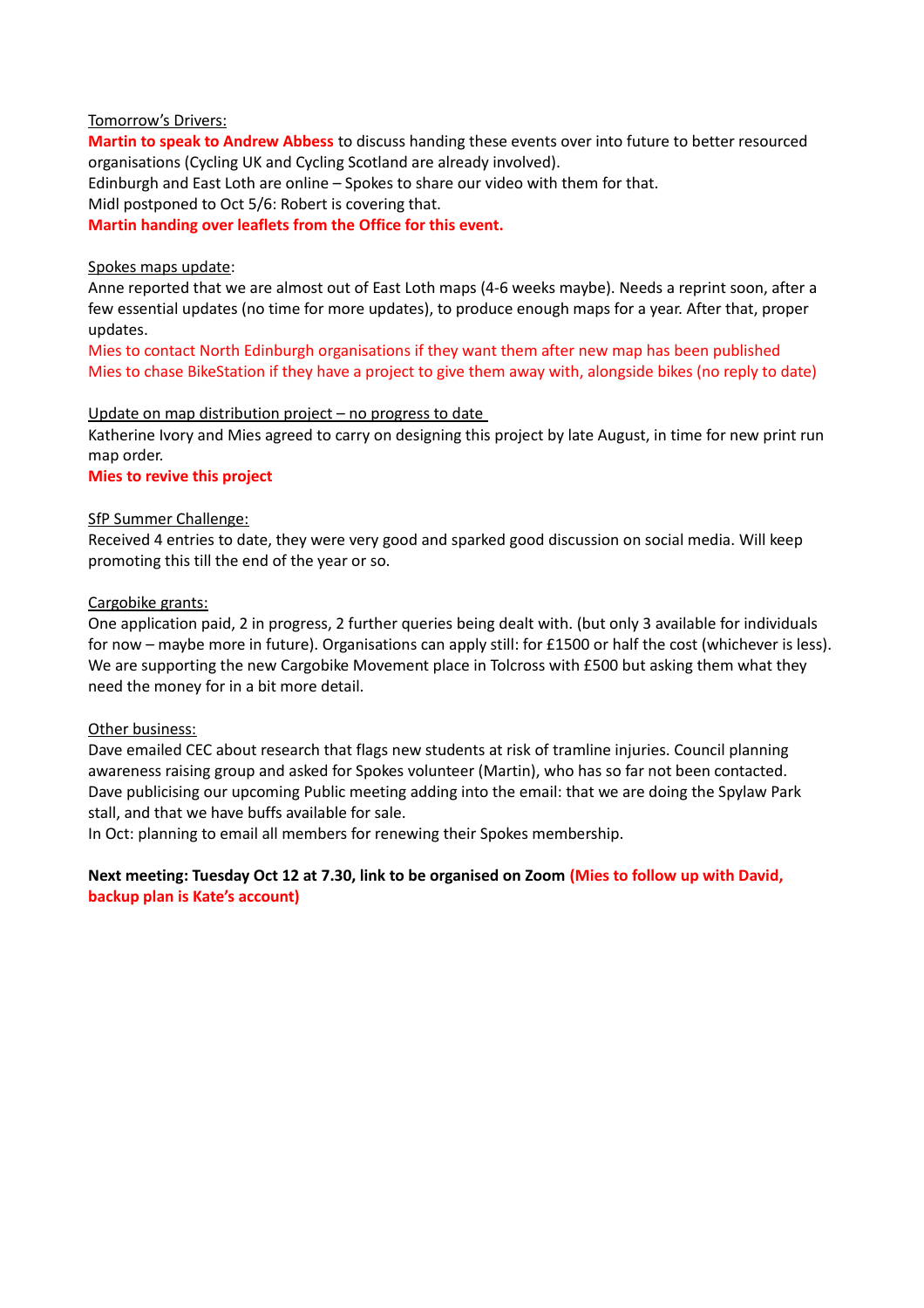Tomorrow's Drivers:

**Martin to speak to Andrew Abbess** to discuss handing these events over into future to better resourced organisations (Cycling UK and Cycling Scotland are already involved).
Edinburgh and East Loth are online – Spokes to share our video with them for that.
Midl postponed to Oct 5/6: Robert is covering that.
**Martin handing over leaflets from the Office for this event.**

Spokes maps update:

Anne reported that we are almost out of East Loth maps (4-6 weeks maybe). Needs a reprint soon, after a few essential updates (no time for more updates), to produce enough maps for a year. After that, proper updates.
Mies to contact North Edinburgh organisations if they want them after new map has been published
Mies to chase BikeStation if they have a project to give them away with, alongside bikes (no reply to date)

Update on map distribution project – no progress to date

Katherine Ivory and Mies agreed to carry on designing this project by late August, in time for new print run map order.
**Mies to revive this project**

SfP Summer Challenge:

Received 4 entries to date, they were very good and sparked good discussion on social media. Will keep promoting this till the end of the year or so.

Cargobike grants:

One application paid, 2 in progress, 2 further queries being dealt with. (but only 3 available for individuals for now – maybe more in future). Organisations can apply still: for £1500 or half the cost (whichever is less). We are supporting the new Cargobike Movement place in Tolcross with £500 but asking them what they need the money for in a bit more detail.

Other business:

Dave emailed CEC about research that flags new students at risk of tramline injuries. Council planning awareness raising group and asked for Spokes volunteer (Martin), who has so far not been contacted.
Dave publicising our upcoming Public meeting adding into the email: that we are doing the Spylaw Park stall, and that we have buffs available for sale.
In Oct: planning to email all members for renewing their Spokes membership.

**Next meeting: Tuesday Oct 12 at 7.30, link to be organised on Zoom (Mies to follow up with David, backup plan is Kate's account)**